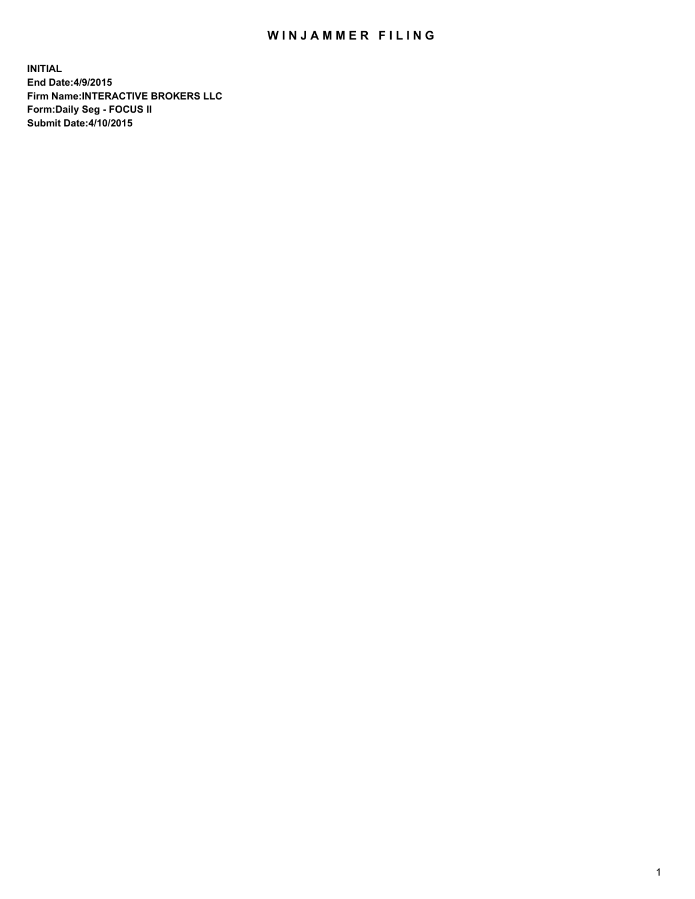# WINJAMMER FILING

**INITIAL**
**End Date:4/9/2015**
**Firm Name:INTERACTIVE BROKERS LLC**
**Form:Daily Seg - FOCUS II**
**Submit Date:4/10/2015**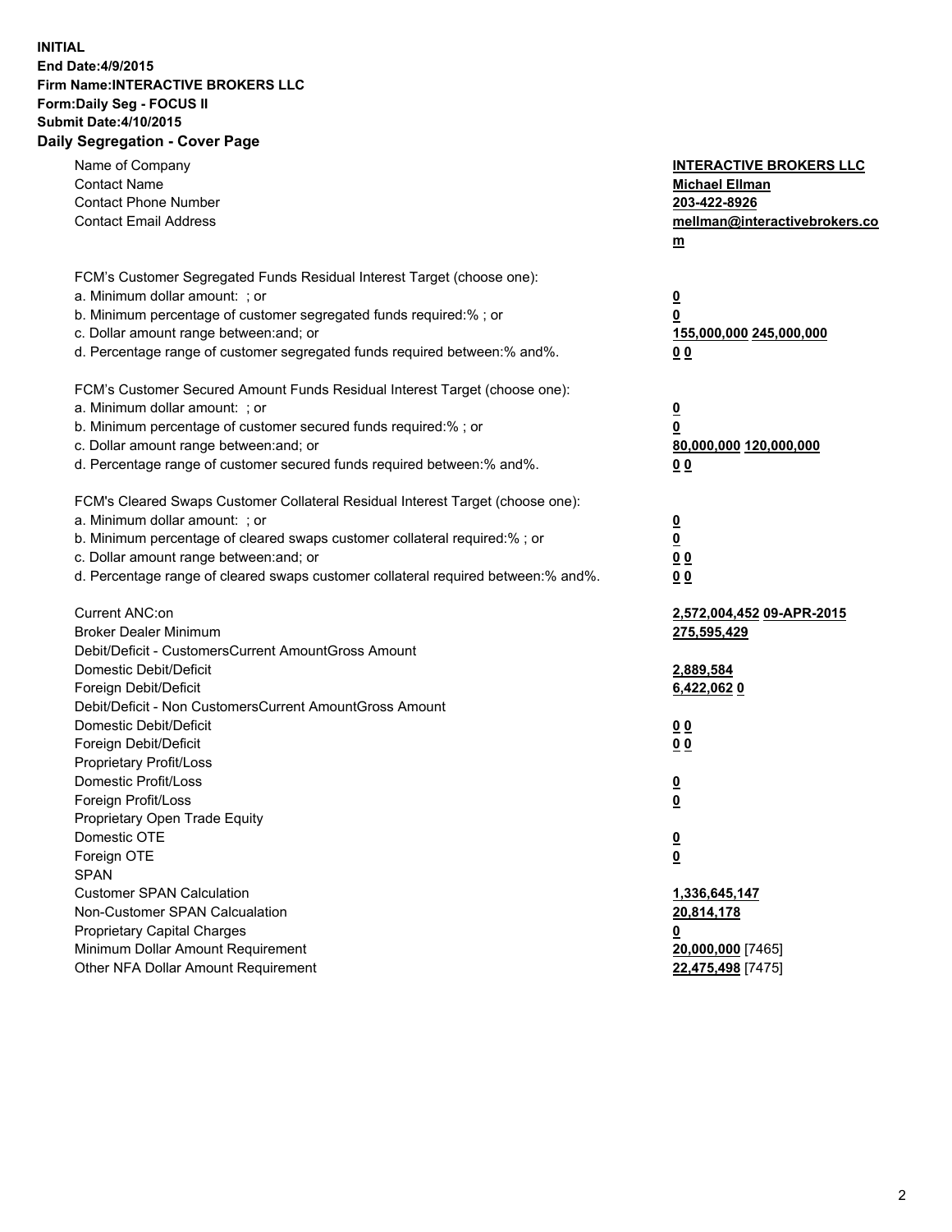**INITIAL**
**End Date:4/9/2015**
**Firm Name:INTERACTIVE BROKERS LLC**
**Form:Daily Seg - FOCUS II**
**Submit Date:4/10/2015**
**Daily Segregation - Cover Page**

| | |
|---|---|
| Name of Company | **INTERACTIVE BROKERS LLC** |
| Contact Name | **Michael Ellman** |
| Contact Phone Number | **203-422-8926** |
| Contact Email Address | **mellman@interactivebrokers.com** |
| FCM's Customer Segregated Funds Residual Interest Target (choose one): | |
| a. Minimum dollar amount: ; or | **0** |
| b. Minimum percentage of customer segregated funds required:% ; or | **0** |
| c. Dollar amount range between:and; or | **155,000,000 245,000,000** |
| d. Percentage range of customer segregated funds required between:% and%. | **0 0** |
| FCM's Customer Secured Amount Funds Residual Interest Target (choose one): | |
| a. Minimum dollar amount: ; or | **0** |
| b. Minimum percentage of customer secured funds required:% ; or | **0** |
| c. Dollar amount range between:and; or | **80,000,000 120,000,000** |
| d. Percentage range of customer secured funds required between:% and%. | **0 0** |
| FCM's Cleared Swaps Customer Collateral Residual Interest Target (choose one): | |
| a. Minimum dollar amount: ; or | **0** |
| b. Minimum percentage of cleared swaps customer collateral required:% ; or | **0** |
| c. Dollar amount range between:and; or | **0 0** |
| d. Percentage range of cleared swaps customer collateral required between:% and%. | **0 0** |
| Current ANC:on | **2,572,004,452 09-APR-2015** |
| Broker Dealer Minimum | **275,595,429** |
| Debit/Deficit - CustomersCurrent AmountGross Amount | |
| Domestic Debit/Deficit | **2,889,584** |
| Foreign Debit/Deficit | **6,422,062 0** |
| Debit/Deficit - Non CustomersCurrent AmountGross Amount | |
| Domestic Debit/Deficit | **0 0** |
| Foreign Debit/Deficit | **0 0** |
| Proprietary Profit/Loss | |
| Domestic Profit/Loss | **0** |
| Foreign Profit/Loss | **0** |
| Proprietary Open Trade Equity | |
| Domestic OTE | **0** |
| Foreign OTE | **0** |
| SPAN | |
| Customer SPAN Calculation | **1,336,645,147** |
| Non-Customer SPAN Calcualation | **20,814,178** |
| Proprietary Capital Charges | **0** |
| Minimum Dollar Amount Requirement | **20,000,000** [7465] |
| Other NFA Dollar Amount Requirement | **22,475,498** [7475] |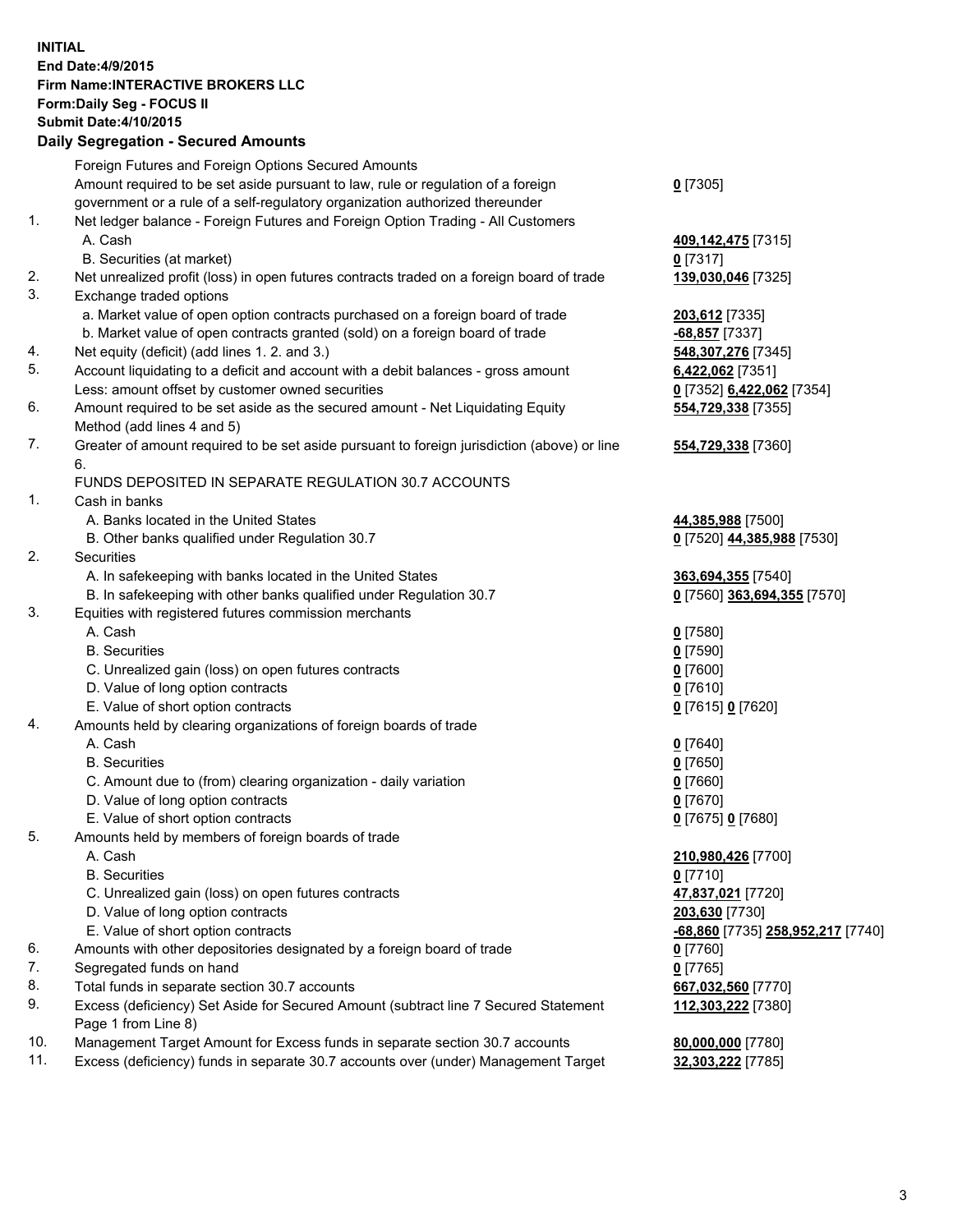**INITIAL**
**End Date:4/9/2015**
**Firm Name:INTERACTIVE BROKERS LLC**
**Form:Daily Seg - FOCUS II**
**Submit Date:4/10/2015**
**Daily Segregation - Secured Amounts**

| | | |
|---|---|---|
| | Foreign Futures and Foreign Options Secured Amounts | |
| | Amount required to be set aside pursuant to law, rule or regulation of a foreign government or a rule of a self-regulatory organization authorized thereunder | **0** [7305] |
| 1. | Net ledger balance - Foreign Futures and Foreign Option Trading - All Customers | |
| | A. Cash | **409,142,475** [7315] |
| | B. Securities (at market) | **0** [7317] |
| 2. | Net unrealized profit (loss) in open futures contracts traded on a foreign board of trade | **139,030,046** [7325] |
| 3. | Exchange traded options | |
| | a. Market value of open option contracts purchased on a foreign board of trade | **203,612** [7335] |
| | b. Market value of open contracts granted (sold) on a foreign board of trade | **-68,857** [7337] |
| 4. | Net equity (deficit) (add lines 1. 2. and 3.) | **548,307,276** [7345] |
| 5. | Account liquidating to a deficit and account with a debit balances - gross amount | **6,422,062** [7351] |
| | Less: amount offset by customer owned securities | **0** [7352] **6,422,062** [7354] |
| 6. | Amount required to be set aside as the secured amount - Net Liquidating Equity Method (add lines 4 and 5) | **554,729,338** [7355] |
| 7. | Greater of amount required to be set aside pursuant to foreign jurisdiction (above) or line 6. | **554,729,338** [7360] |
| | FUNDS DEPOSITED IN SEPARATE REGULATION 30.7 ACCOUNTS | |
| 1. | Cash in banks | |
| | A. Banks located in the United States | **44,385,988** [7500] |
| | B. Other banks qualified under Regulation 30.7 | **0** [7520] **44,385,988** [7530] |
| 2. | Securities | |
| | A. In safekeeping with banks located in the United States | **363,694,355** [7540] |
| | B. In safekeeping with other banks qualified under Regulation 30.7 | **0** [7560] **363,694,355** [7570] |
| 3. | Equities with registered futures commission merchants | |
| | A. Cash | **0** [7580] |
| | B. Securities | **0** [7590] |
| | C. Unrealized gain (loss) on open futures contracts | **0** [7600] |
| | D. Value of long option contracts | **0** [7610] |
| | E. Value of short option contracts | **0** [7615] **0** [7620] |
| 4. | Amounts held by clearing organizations of foreign boards of trade | |
| | A. Cash | **0** [7640] |
| | B. Securities | **0** [7650] |
| | C. Amount due to (from) clearing organization - daily variation | **0** [7660] |
| | D. Value of long option contracts | **0** [7670] |
| | E. Value of short option contracts | **0** [7675] **0** [7680] |
| 5. | Amounts held by members of foreign boards of trade | |
| | A. Cash | **210,980,426** [7700] |
| | B. Securities | **0** [7710] |
| | C. Unrealized gain (loss) on open futures contracts | **47,837,021** [7720] |
| | D. Value of long option contracts | **203,630** [7730] |
| | E. Value of short option contracts | **-68,860** [7735] **258,952,217** [7740] |
| 6. | Amounts with other depositories designated by a foreign board of trade | **0** [7760] |
| 7. | Segregated funds on hand | **0** [7765] |
| 8. | Total funds in separate section 30.7 accounts | **667,032,560** [7770] |
| 9. | Excess (deficiency) Set Aside for Secured Amount (subtract line 7 Secured Statement Page 1 from Line 8) | **112,303,222** [7380] |
| 10. | Management Target Amount for Excess funds in separate section 30.7 accounts | **80,000,000** [7780] |
| 11. | Excess (deficiency) funds in separate 30.7 accounts over (under) Management Target | **32,303,222** [7785] |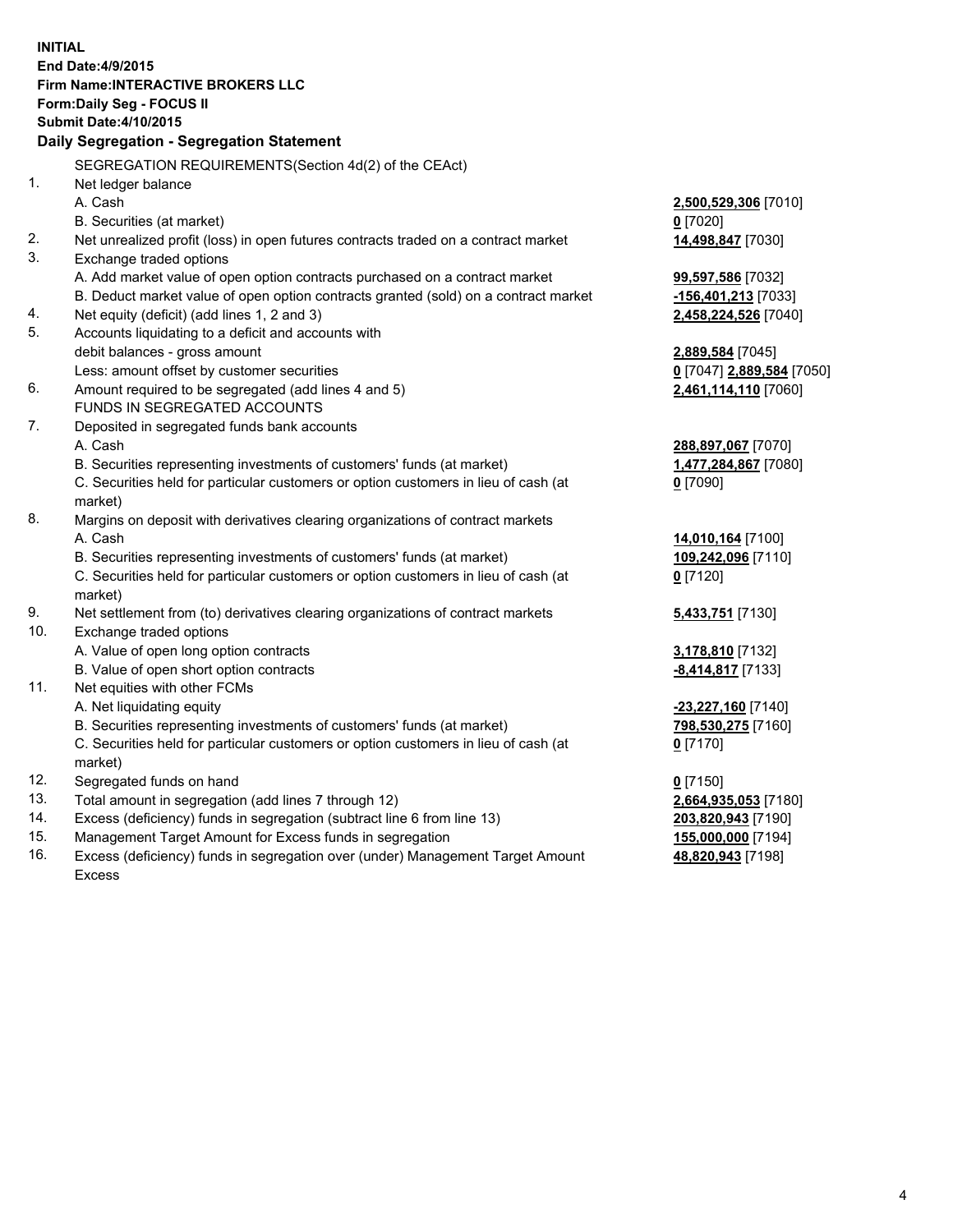**INITIAL**
**End Date:4/9/2015**
**Firm Name:INTERACTIVE BROKERS LLC**
**Form:Daily Seg - FOCUS II**
**Submit Date:4/10/2015**

### Daily Segregation - Segregation Statement

| | SEGREGATION REQUIREMENTS(Section 4d(2) of the CEAct) | |
|---|---|---|
| 1. | Net ledger balance | |
| | A. Cash | **2,500,529,306** [7010] |
| | B. Securities (at market) | **0** [7020] |
| 2. | Net unrealized profit (loss) in open futures contracts traded on a contract market | **14,498,847** [7030] |
| 3. | Exchange traded options | |
| | A. Add market value of open option contracts purchased on a contract market | **99,597,586** [7032] |
| | B. Deduct market value of open option contracts granted (sold) on a contract market | **-156,401,213** [7033] |
| 4. | Net equity (deficit) (add lines 1, 2 and 3) | **2,458,224,526** [7040] |
| 5. | Accounts liquidating to a deficit and accounts with | |
| | debit balances - gross amount | **2,889,584** [7045] |
| | Less: amount offset by customer securities | **0** [7047] **2,889,584** [7050] |
| 6. | Amount required to be segregated (add lines 4 and 5) | **2,461,114,110** [7060] |
| | FUNDS IN SEGREGATED ACCOUNTS | |
| 7. | Deposited in segregated funds bank accounts | |
| | A. Cash | **288,897,067** [7070] |
| | B. Securities representing investments of customers' funds (at market) | **1,477,284,867** [7080] |
| | C. Securities held for particular customers or option customers in lieu of cash (at market) | **0** [7090] |
| 8. | Margins on deposit with derivatives clearing organizations of contract markets | |
| | A. Cash | **14,010,164** [7100] |
| | B. Securities representing investments of customers' funds (at market) | **109,242,096** [7110] |
| | C. Securities held for particular customers or option customers in lieu of cash (at market) | **0** [7120] |
| 9. | Net settlement from (to) derivatives clearing organizations of contract markets | **5,433,751** [7130] |
| 10. | Exchange traded options | |
| | A. Value of open long option contracts | **3,178,810** [7132] |
| | B. Value of open short option contracts | **-8,414,817** [7133] |
| 11. | Net equities with other FCMs | |
| | A. Net liquidating equity | **-23,227,160** [7140] |
| | B. Securities representing investments of customers' funds (at market) | **798,530,275** [7160] |
| | C. Securities held for particular customers or option customers in lieu of cash (at market) | **0** [7170] |
| 12. | Segregated funds on hand | **0** [7150] |
| 13. | Total amount in segregation (add lines 7 through 12) | **2,664,935,053** [7180] |
| 14. | Excess (deficiency) funds in segregation (subtract line 6 from line 13) | **203,820,943** [7190] |
| 15. | Management Target Amount for Excess funds in segregation | **155,000,000** [7194] |
| 16. | Excess (deficiency) funds in segregation over (under) Management Target Amount Excess | **48,820,943** [7198] |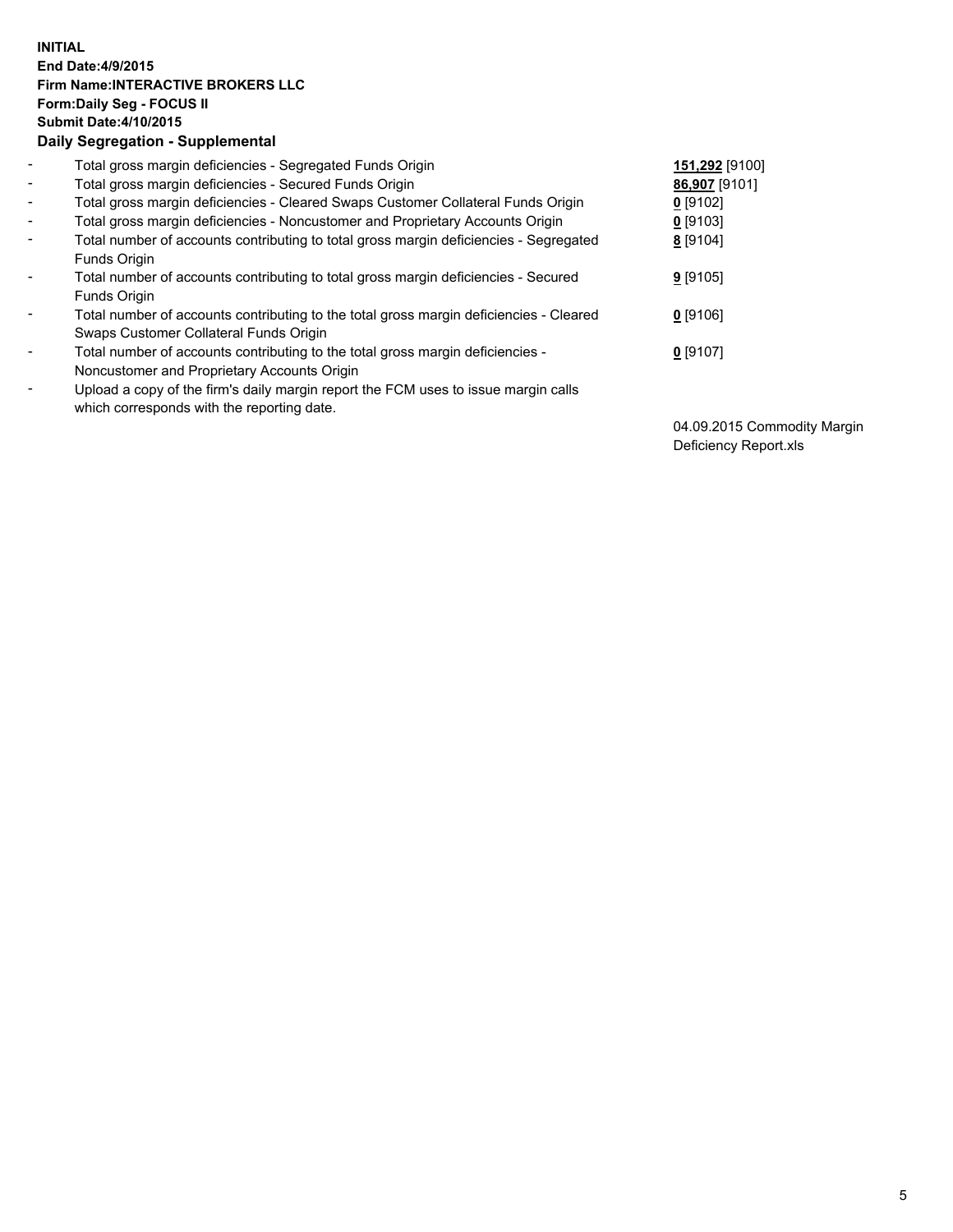**INITIAL**
**End Date:4/9/2015**
**Firm Name:INTERACTIVE BROKERS LLC**
**Form:Daily Seg - FOCUS II**
**Submit Date:4/10/2015**
**Daily Segregation - Supplemental**

| | | |
|---|---|---|
| - | Total gross margin deficiencies - Segregated Funds Origin | **151,292** [9100] |
| - | Total gross margin deficiencies - Secured Funds Origin | **86,907** [9101] |
| - | Total gross margin deficiencies - Cleared Swaps Customer Collateral Funds Origin | **0** [9102] |
| - | Total gross margin deficiencies - Noncustomer and Proprietary Accounts Origin | **0** [9103] |
| - | Total number of accounts contributing to total gross margin deficiencies - Segregated Funds Origin | **8** [9104] |
| - | Total number of accounts contributing to total gross margin deficiencies - Secured Funds Origin | **9** [9105] |
| - | Total number of accounts contributing to the total gross margin deficiencies - Cleared Swaps Customer Collateral Funds Origin | **0** [9106] |
| - | Total number of accounts contributing to the total gross margin deficiencies - Noncustomer and Proprietary Accounts Origin | **0** [9107] |
| - | Upload a copy of the firm's daily margin report the FCM uses to issue margin calls which corresponds with the reporting date. | 04.09.2015 Commodity Margin Deficiency Report.xls |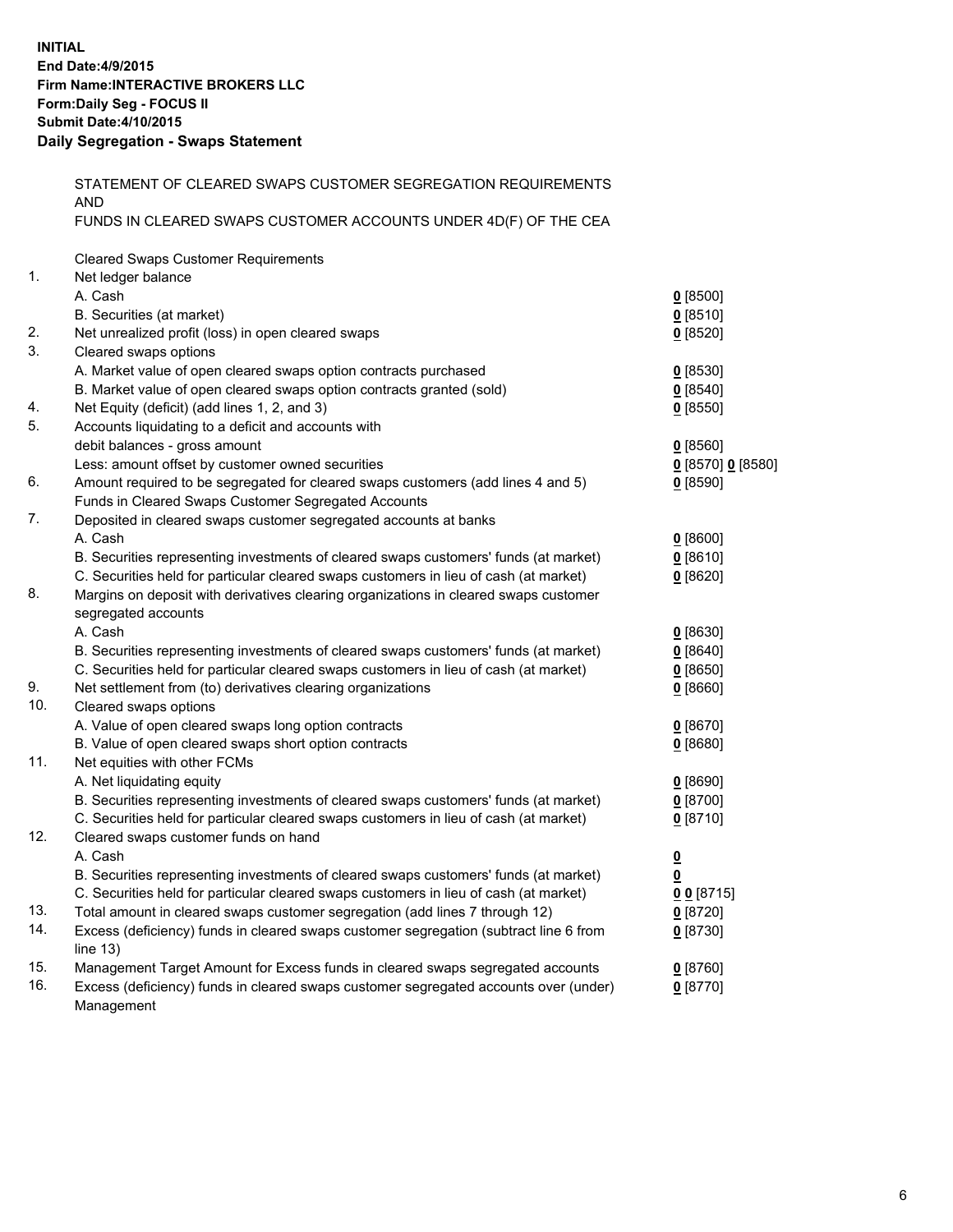**INITIAL**
**End Date:4/9/2015**
**Firm Name:INTERACTIVE BROKERS LLC**
**Form:Daily Seg - FOCUS II**
**Submit Date:4/10/2015**
**Daily Segregation - Swaps Statement**

STATEMENT OF CLEARED SWAPS CUSTOMER SEGREGATION REQUIREMENTS
AND
FUNDS IN CLEARED SWAPS CUSTOMER ACCOUNTS UNDER 4D(F) OF THE CEA

| | | |
|---|---|---|
| | Cleared Swaps Customer Requirements | |
| 1. | Net ledger balance | |
| | A. Cash | 0 [8500] |
| | B. Securities (at market) | 0 [8510] |
| 2. | Net unrealized profit (loss) in open cleared swaps | 0 [8520] |
| 3. | Cleared swaps options | |
| | A. Market value of open cleared swaps option contracts purchased | 0 [8530] |
| | B. Market value of open cleared swaps option contracts granted (sold) | 0 [8540] |
| 4. | Net Equity (deficit) (add lines 1, 2, and 3) | 0 [8550] |
| 5. | Accounts liquidating to a deficit and accounts with | |
| | debit balances - gross amount | 0 [8560] |
| | Less: amount offset by customer owned securities | 0 [8570] 0 [8580] |
| 6. | Amount required to be segregated for cleared swaps customers (add lines 4 and 5) | 0 [8590] |
| | Funds in Cleared Swaps Customer Segregated Accounts | |
| 7. | Deposited in cleared swaps customer segregated accounts at banks | |
| | A. Cash | 0 [8600] |
| | B. Securities representing investments of cleared swaps customers' funds (at market) | 0 [8610] |
| | C. Securities held for particular cleared swaps customers in lieu of cash (at market) | 0 [8620] |
| 8. | Margins on deposit with derivatives clearing organizations in cleared swaps customer segregated accounts | |
| | A. Cash | 0 [8630] |
| | B. Securities representing investments of cleared swaps customers' funds (at market) | 0 [8640] |
| | C. Securities held for particular cleared swaps customers in lieu of cash (at market) | 0 [8650] |
| 9. | Net settlement from (to) derivatives clearing organizations | 0 [8660] |
| 10. | Cleared swaps options | |
| | A. Value of open cleared swaps long option contracts | 0 [8670] |
| | B. Value of open cleared swaps short option contracts | 0 [8680] |
| 11. | Net equities with other FCMs | |
| | A. Net liquidating equity | 0 [8690] |
| | B. Securities representing investments of cleared swaps customers' funds (at market) | 0 [8700] |
| | C. Securities held for particular cleared swaps customers in lieu of cash (at market) | 0 [8710] |
| 12. | Cleared swaps customer funds on hand | |
| | A. Cash | 0 |
| | B. Securities representing investments of cleared swaps customers' funds (at market) | 0 |
| | C. Securities held for particular cleared swaps customers in lieu of cash (at market) | 0 0 [8715] |
| 13. | Total amount in cleared swaps customer segregation (add lines 7 through 12) | 0 [8720] |
| 14. | Excess (deficiency) funds in cleared swaps customer segregation (subtract line 6 from line 13) | 0 [8730] |
| 15. | Management Target Amount for Excess funds in cleared swaps segregated accounts | 0 [8760] |
| 16. | Excess (deficiency) funds in cleared swaps customer segregated accounts over (under) Management | 0 [8770] |